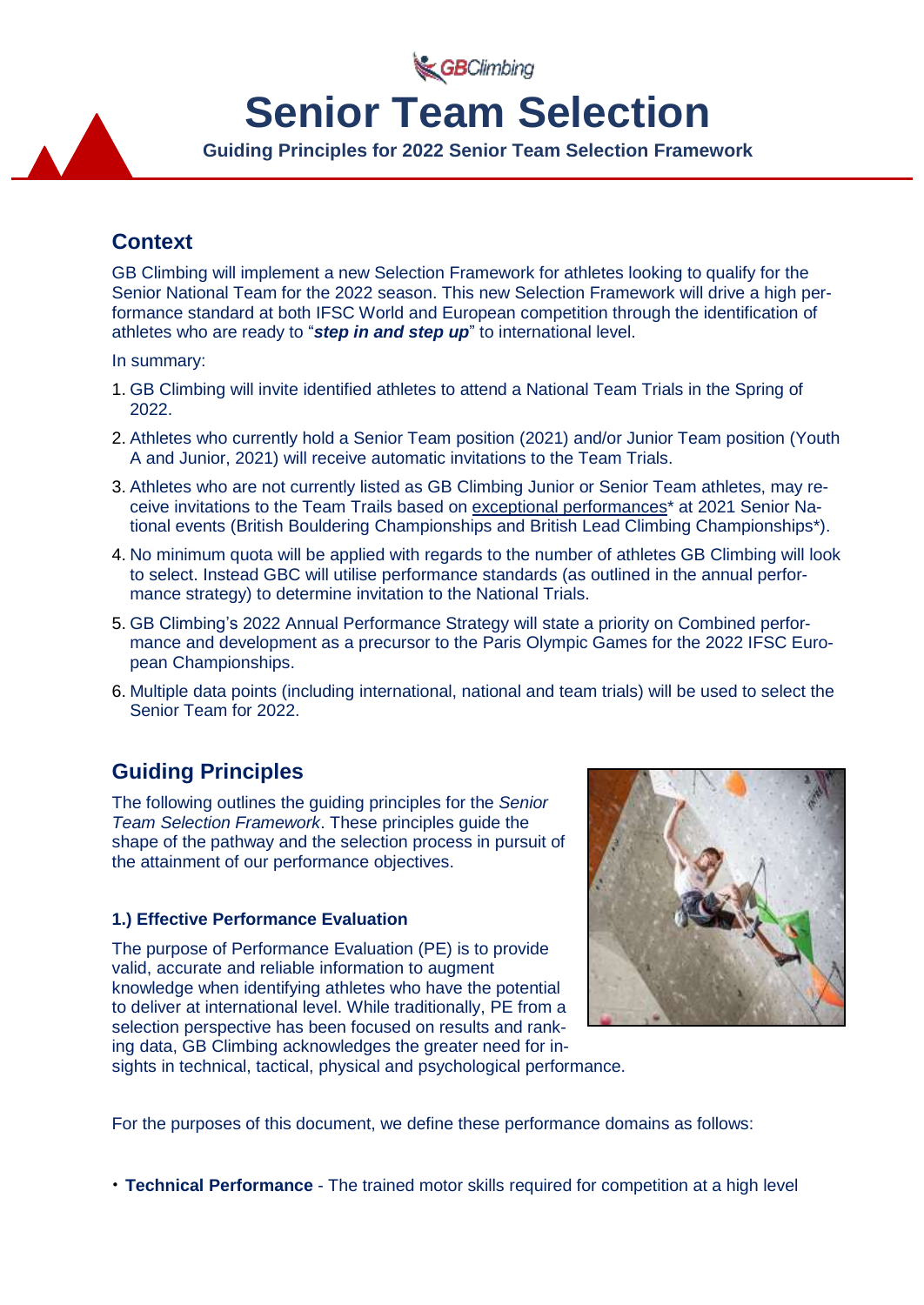# Senior Team Selection

**Guiding Principles for 2022 Senior Team Selection Framework**

## Context

GB Climbing will implement a new Selection Framework for athletes looking to qualify for the Senior National Team for the 2022 season. This new Selection Framework will drive a high performance standard at both IFSC World and European competition through the identification of athletes who are ready to "***step in and step up***" to international level.

In summary:

1. GB Climbing will invite identified athletes to attend a National Team Trials in the Spring of 2022.
2. Athletes who currently hold a Senior Team position (2021) and/or Junior Team position (Youth A and Junior, 2021) will receive automatic invitations to the Team Trials.
3. Athletes who are not currently listed as GB Climbing Junior or Senior Team athletes, may receive invitations to the Team Trails based on exceptional performances* at 2021 Senior National events (British Bouldering Championships and British Lead Climbing Championships*).
4. No minimum quota will be applied with regards to the number of athletes GB Climbing will look to select. Instead GBC will utilise performance standards (as outlined in the annual performance strategy) to determine invitation to the National Trials.
5. GB Climbing's 2022 Annual Performance Strategy will state a priority on Combined performance and development as a precursor to the Paris Olympic Games for the 2022 IFSC European Championships.
6. Multiple data points (including international, national and team trials) will be used to select the Senior Team for 2022.

## Guiding Principles

The following outlines the guiding principles for the *Senior Team Selection Framework*. These principles guide the shape of the pathway and the selection process in pursuit of the attainment of our performance objectives.

### 1.) Effective Performance Evaluation

The purpose of Performance Evaluation (PE) is to provide valid, accurate and reliable information to augment knowledge when identifying athletes who have the potential to deliver at international level. While traditionally, PE from a selection perspective has been focused on results and ranking data, GB Climbing acknowledges the greater need for insights in technical, tactical, physical and psychological performance.

For the purposes of this document, we define these performance domains as follows:

- **Technical Performance** - The trained motor skills required for competition at a high level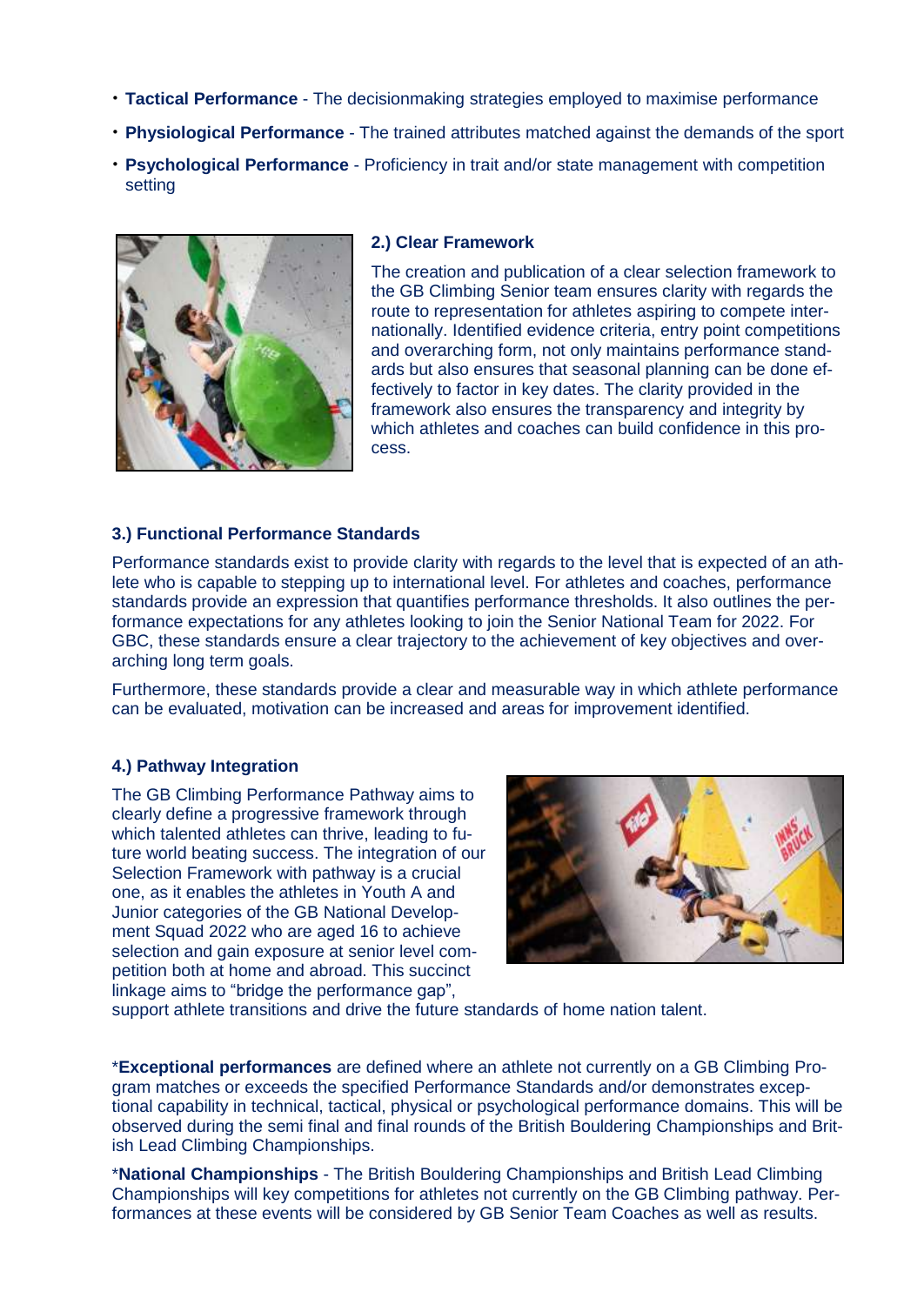- **Tactical Performance** - The decisionmaking strategies employed to maximise performance
- **Physiological Performance** - The trained attributes matched against the demands of the sport
- **Psychological Performance** - Proficiency in trait and/or state management with competition setting

**2.) Clear Framework**

The creation and publication of a clear selection framework to the GB Climbing Senior team ensures clarity with regards the route to representation for athletes aspiring to compete internationally. Identified evidence criteria, entry point competitions and overarching form, not only maintains performance standards but also ensures that seasonal planning can be done effectively to factor in key dates. The clarity provided in the framework also ensures the transparency and integrity by which athletes and coaches can build confidence in this process.

**3.) Functional Performance Standards**

Performance standards exist to provide clarity with regards to the level that is expected of an athlete who is capable to stepping up to international level. For athletes and coaches, performance standards provide an expression that quantifies performance thresholds. It also outlines the performance expectations for any athletes looking to join the Senior National Team for 2022. For GBC, these standards ensure a clear trajectory to the achievement of key objectives and overarching long term goals.

Furthermore, these standards provide a clear and measurable way in which athlete performance can be evaluated, motivation can be increased and areas for improvement identified.

**4.) Pathway Integration**

The GB Climbing Performance Pathway aims to clearly define a progressive framework through which talented athletes can thrive, leading to future world beating success. The integration of our Selection Framework with pathway is a crucial one, as it enables the athletes in Youth A and Junior categories of the GB National Development Squad 2022 who are aged 16 to achieve selection and gain exposure at senior level competition both at home and abroad. This succinct linkage aims to "bridge the performance gap", support athlete transitions and drive the future standards of home nation talent.

\***Exceptional performances** are defined where an athlete not currently on a GB Climbing Program matches or exceeds the specified Performance Standards and/or demonstrates exceptional capability in technical, tactical, physical or psychological performance domains. This will be observed during the semi final and final rounds of the British Bouldering Championships and British Lead Climbing Championships.

\***National Championships** - The British Bouldering Championships and British Lead Climbing Championships will key competitions for athletes not currently on the GB Climbing pathway. Performances at these events will be considered by GB Senior Team Coaches as well as results.